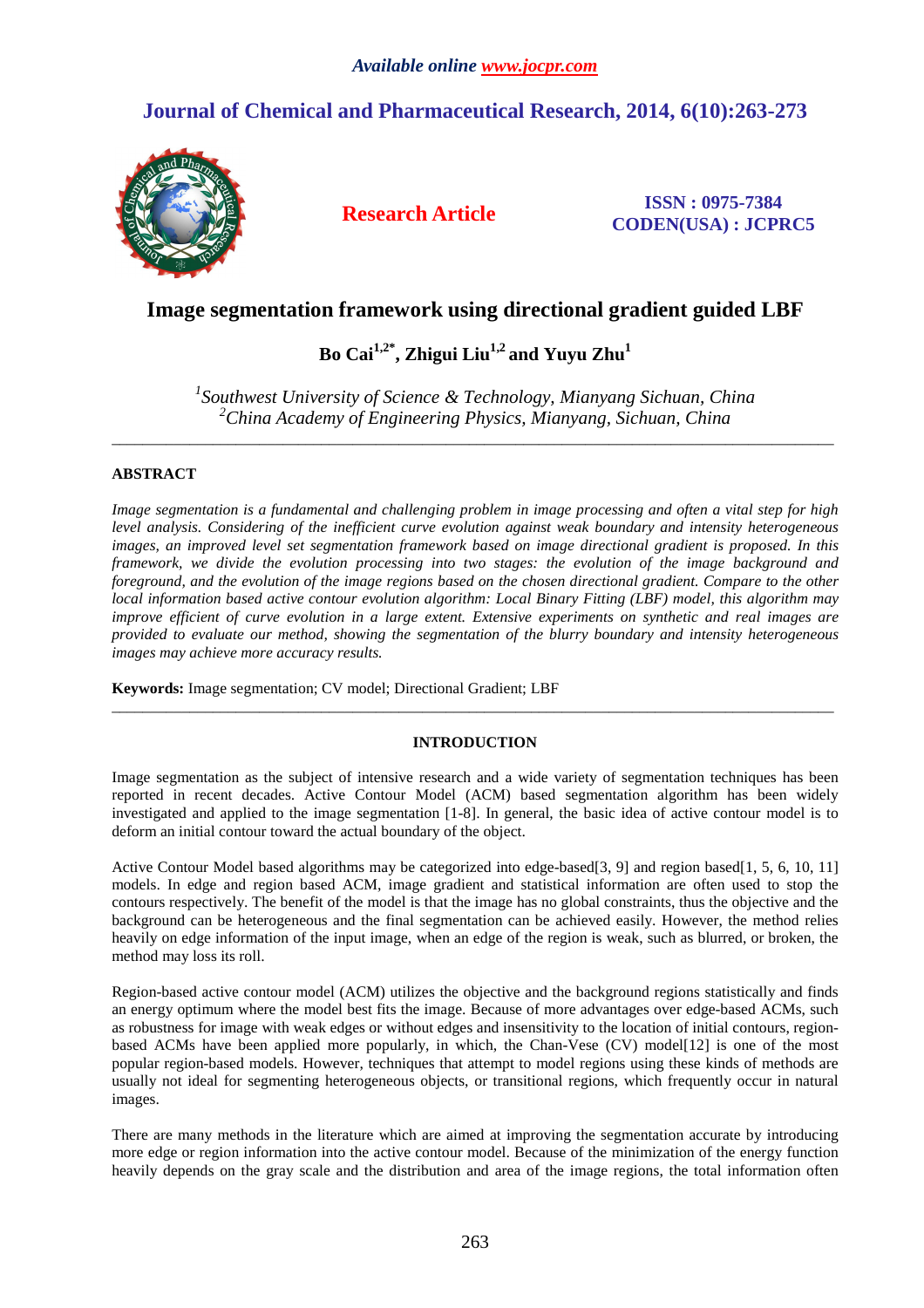*Available online www.jocpr.com*

## Journal of Chemical and Pharmaceutical Research, 2014, 6(10):263-273

**Research Article**

**ISSN : 0975-7384**
**CODEN(USA) : JCPRC5**

# Image segmentation framework using directional gradient guided LBF

**Bo Cai[1,2*], Zhigui Liu[1,2] and Yuyu Zhu[1]**

*[1]Southwest University of Science & Technology, Mianyang Sichuan, China*
*[2]China Academy of Engineering Physics, Mianyang, Sichuan, China*

---

## ABSTRACT

*Image segmentation is a fundamental and challenging problem in image processing and often a vital step for high level analysis. Considering of the inefficient curve evolution against weak boundary and intensity heterogeneous images, an improved level set segmentation framework based on image directional gradient is proposed. In this framework, we divide the evolution processing into two stages: the evolution of the image background and foreground, and the evolution of the image regions based on the chosen directional gradient. Compare to the other local information based active contour evolution algorithm: Local Binary Fitting (LBF) model, this algorithm may improve efficient of curve evolution in a large extent. Extensive experiments on synthetic and real images are provided to evaluate our method, showing the segmentation of the blurry boundary and intensity heterogeneous images may achieve more accuracy results.*

**Keywords:** Image segmentation; CV model; Directional Gradient; LBF

---

## INTRODUCTION

Image segmentation as the subject of intensive research and a wide variety of segmentation techniques has been reported in recent decades. Active Contour Model (ACM) based segmentation algorithm has been widely investigated and applied to the image segmentation [1-8]. In general, the basic idea of active contour model is to deform an initial contour toward the actual boundary of the object.

Active Contour Model based algorithms may be categorized into edge-based[3, 9] and region based[1, 5, 6, 10, 11] models. In edge and region based ACM, image gradient and statistical information are often used to stop the contours respectively. The benefit of the model is that the image has no global constraints, thus the objective and the background can be heterogeneous and the final segmentation can be achieved easily. However, the method relies heavily on edge information of the input image, when an edge of the region is weak, such as blurred, or broken, the method may loss its roll.

Region-based active contour model (ACM) utilizes the objective and the background regions statistically and finds an energy optimum where the model best fits the image. Because of more advantages over edge-based ACMs, such as robustness for image with weak edges or without edges and insensitivity to the location of initial contours, region-based ACMs have been applied more popularly, in which, the Chan-Vese (CV) model[12] is one of the most popular region-based models. However, techniques that attempt to model regions using these kinds of methods are usually not ideal for segmenting heterogeneous objects, or transitional regions, which frequently occur in natural images.

There are many methods in the literature which are aimed at improving the segmentation accurate by introducing more edge or region information into the active contour model. Because of the minimization of the energy function heavily depends on the gray scale and the distribution and area of the image regions, the total information often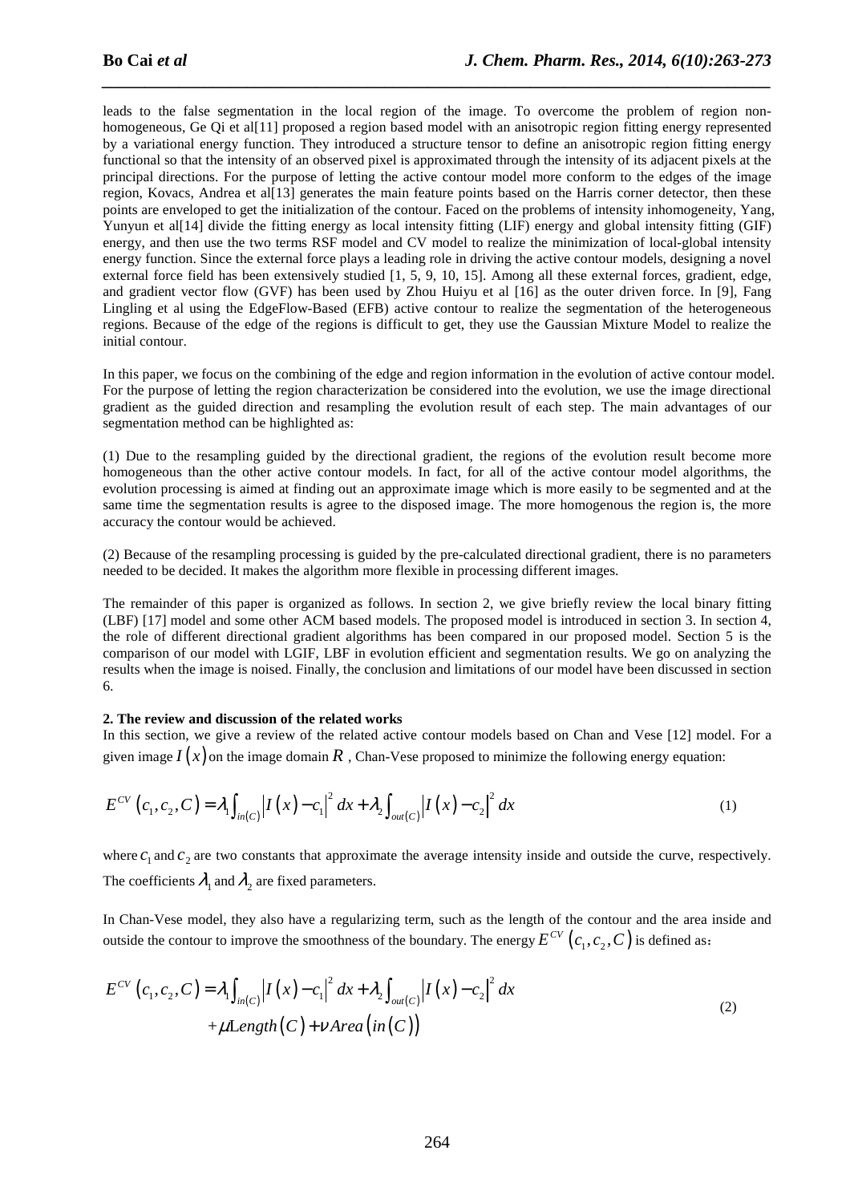leads to the false segmentation in the local region of the image. To overcome the problem of region non-homogeneous, Ge Qi et al[11] proposed a region based model with an anisotropic region fitting energy represented by a variational energy function. They introduced a structure tensor to define an anisotropic region fitting energy functional so that the intensity of an observed pixel is approximated through the intensity of its adjacent pixels at the principal directions. For the purpose of letting the active contour model more conform to the edges of the image region, Kovacs, Andrea et al[13] generates the main feature points based on the Harris corner detector, then these points are enveloped to get the initialization of the contour. Faced on the problems of intensity inhomogeneity, Yang, Yunyun et al[14] divide the fitting energy as local intensity fitting (LIF) energy and global intensity fitting (GIF) energy, and then use the two terms RSF model and CV model to realize the minimization of local-global intensity energy function. Since the external force plays a leading role in driving the active contour models, designing a novel external force field has been extensively studied [1, 5, 9, 10, 15]. Among all these external forces, gradient, edge, and gradient vector flow (GVF) has been used by Zhou Huiyu et al [16] as the outer driven force. In [9], Fang Lingling et al using the EdgeFlow-Based (EFB) active contour to realize the segmentation of the heterogeneous regions. Because of the edge of the regions is difficult to get, they use the Gaussian Mixture Model to realize the initial contour.

In this paper, we focus on the combining of the edge and region information in the evolution of active contour model. For the purpose of letting the region characterization be considered into the evolution, we use the image directional gradient as the guided direction and resampling the evolution result of each step. The main advantages of our segmentation method can be highlighted as:

(1) Due to the resampling guided by the directional gradient, the regions of the evolution result become more homogeneous than the other active contour models. In fact, for all of the active contour model algorithms, the evolution processing is aimed at finding out an approximate image which is more easily to be segmented and at the same time the segmentation results is agree to the disposed image. The more homogenous the region is, the more accuracy the contour would be achieved.

(2) Because of the resampling processing is guided by the pre-calculated directional gradient, there is no parameters needed to be decided. It makes the algorithm more flexible in processing different images.

The remainder of this paper is organized as follows. In section 2, we give briefly review the local binary fitting (LBF) [17] model and some other ACM based models. The proposed model is introduced in section 3. In section 4, the role of different directional gradient algorithms has been compared in our proposed model. Section 5 is the comparison of our model with LGIF, LBF in evolution efficient and segmentation results. We go on analyzing the results when the image is noised. Finally, the conclusion and limitations of our model have been discussed in section 6.

## 2. The review and discussion of the related works

In this section, we give a review of the related active contour models based on Chan and Vese [12] model. For a given image $I(x)$ on the image domain $R$ , Chan-Vese proposed to minimize the following energy equation:

$$E^{CV}(c_1, c_2, C) = \lambda_1 \int_{in(C)} |I(x) - c_1|^2 \, dx + \lambda_2 \int_{out(C)} |I(x) - c_2|^2 \, dx \tag{1}$$

where $c_1$ and $c_2$ are two constants that approximate the average intensity inside and outside the curve, respectively. The coefficients $\lambda_1$ and $\lambda_2$ are fixed parameters.

In Chan-Vese model, they also have a regularizing term, such as the length of the contour and the area inside and outside the contour to improve the smoothness of the boundary. The energy $E^{CV}(c_1, c_2, C)$ is defined as:

$$\begin{aligned} E^{CV}(c_1, c_2, C) &= \lambda_1 \int_{in(C)} |I(x) - c_1|^2 \, dx + \lambda_2 \int_{out(C)} |I(x) - c_2|^2 \, dx \\ &+ \mu Length(C) + \nu Area(in(C)) \end{aligned} \tag{2}$$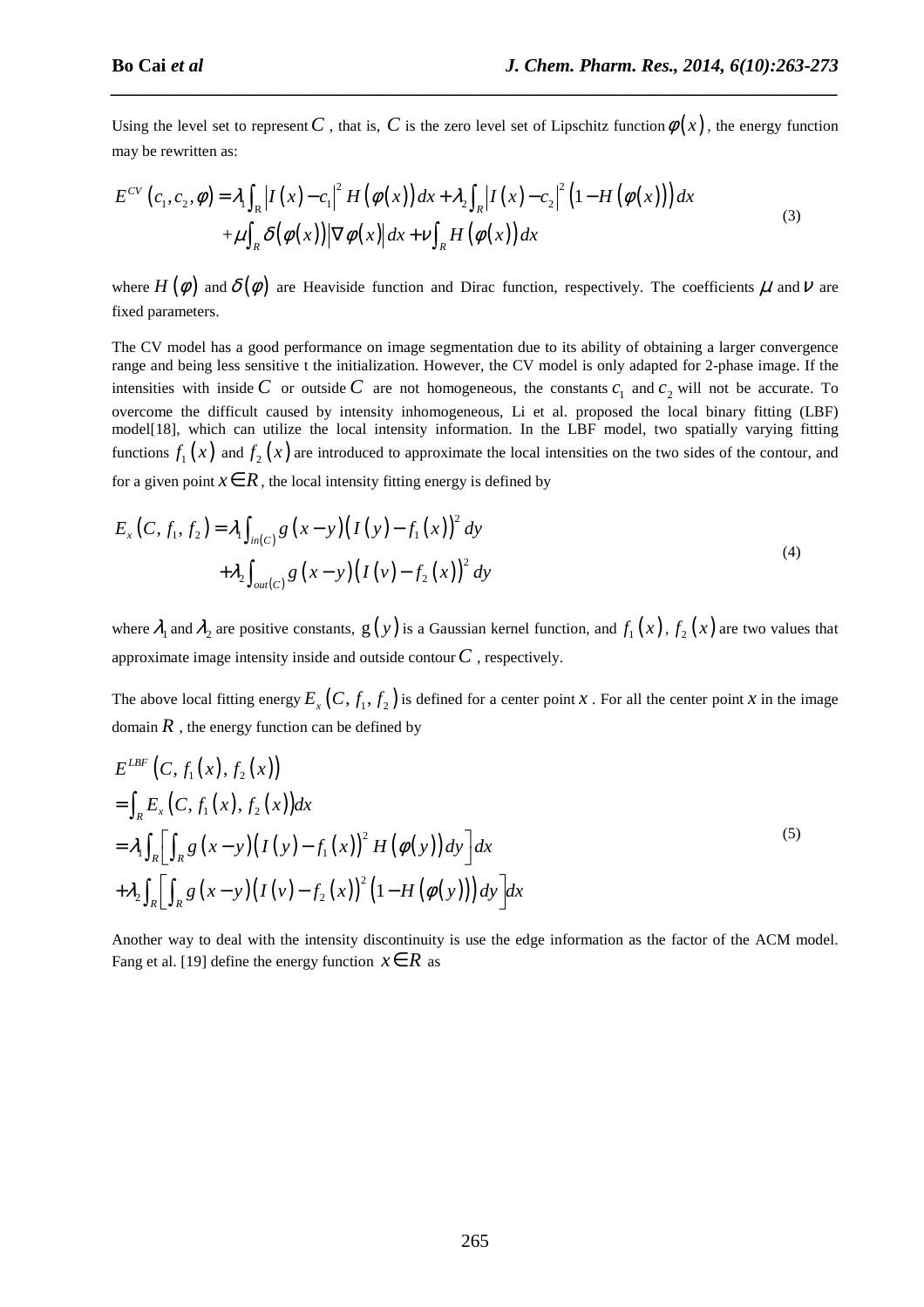Using the level set to represent $C$, that is, $C$ is the zero level set of Lipschitz function $\phi(x)$, the energy function may be rewritten as:

$$
\begin{aligned}
E^{CV}(c_1, c_2, \phi) = \lambda_1 \int_R \left| I(x) - c_1 \right|^2 H(\phi(x)) dx + \lambda_2 \int_R \left| I(x) - c_2 \right|^2 \left(1 - H(\phi(x))\right) dx \\
+ \mu \int_R \delta(\phi(x)) \left| \nabla \phi(x) \right| dx + \nu \int_R H(\phi(x)) dx
\end{aligned}
\tag{3}
$$

where $H(\phi)$ and $\delta(\phi)$ are Heaviside function and Dirac function, respectively. The coefficients $\mu$ and $\nu$ are fixed parameters.

The CV model has a good performance on image segmentation due to its ability of obtaining a larger convergence range and being less sensitive t the initialization. However, the CV model is only adapted for 2-phase image. If the intensities with inside $C$ or outside $C$ are not homogeneous, the constants $c_1$ and $c_2$ will not be accurate. To overcome the difficult caused by intensity inhomogeneous, Li et al. proposed the local binary fitting (LBF) model[18], which can utilize the local intensity information. In the LBF model, two spatially varying fitting functions $f_1(x)$ and $f_2(x)$ are introduced to approximate the local intensities on the two sides of the contour, and for a given point $x \in R$, the local intensity fitting energy is defined by

$$
\begin{aligned}
E_x(C, f_1, f_2) = \lambda_1 \int_{in(C)} g(x-y) \left( I(y) - f_1(x) \right)^2 dy \\
+ \lambda_2 \int_{out(C)} g(x-y) \left( I(v) - f_2(x) \right)^2 dy
\end{aligned}
\tag{4}
$$

where $\lambda_1$ and $\lambda_2$ are positive constants, $g(y)$ is a Gaussian kernel function, and $f_1(x)$, $f_2(x)$ are two values that approximate image intensity inside and outside contour $C$, respectively.

The above local fitting energy $E_x(C, f_1, f_2)$ is defined for a center point $x$. For all the center point $x$ in the image domain $R$, the energy function can be defined by

$$
\begin{aligned}
& E^{LBF}(C, f_1(x), f_2(x)) \\
& = \int_R E_x(C, f_1(x), f_2(x)) dx \\
& = \lambda_1 \int_R \left[ \int_R g(x-y) \left( I(y) - f_1(x) \right)^2 H(\phi(y)) dy \right] dx \\
& + \lambda_2 \int_R \left[ \int_R g(x-y) \left( I(v) - f_2(x) \right)^2 \left( 1 - H(\phi(y)) \right) dy \right] dx
\end{aligned}
\tag{5}
$$

Another way to deal with the intensity discontinuity is use the edge information as the factor of the ACM model. Fang et al. [19] define the energy function $x \in R$ as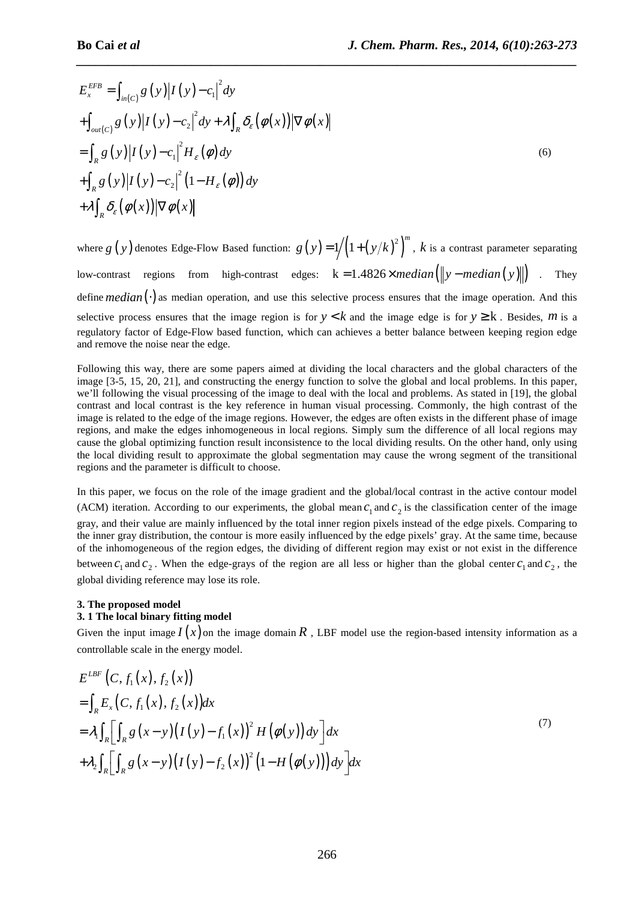$$
\begin{aligned}
E_x^{EFB} &= \int_{in(C)} g(y) \left| I(y) - c_1 \right|^2 dy \\
&+ \int_{out(C)} g(y) \left| I(y) - c_2 \right|^2 dy + \lambda \int_R \delta_\varepsilon(\phi(x)) \left| \nabla \phi(x) \right| \\
&= \int_R g(y) \left| I(y) - c_1 \right|^2 H_\varepsilon(\phi) dy \\
&+ \int_R g(y) \left| I(y) - c_2 \right|^2 (1 - H_\varepsilon(\phi)) dy \\
&+ \lambda \int_R \delta_\varepsilon(\phi(x)) \left| \nabla \phi(x) \right|
\end{aligned}
\tag{6}
$$

where $g(y)$ denotes Edge-Flow Based function: $g(y) = 1 / \left(1 + (y/k)^2\right)^m$, $k$ is a contrast parameter separating low-contrast regions from high-contrast edges: $\mathrm{k} = 1.4826 \times median\left(\left\| y - median(y) \right\|\right)$. They define $median(\cdot)$ as median operation, and use this selective process ensures that the image operation. And this selective process ensures that the image region is for $y < k$ and the image edge is for $y \geq \mathrm{k}$. Besides, $m$ is a regulatory factor of Edge-Flow based function, which can achieves a better balance between keeping region edge and remove the noise near the edge.

Following this way, there are some papers aimed at dividing the local characters and the global characters of the image [3-5, 15, 20, 21], and constructing the energy function to solve the global and local problems. In this paper, we'll following the visual processing of the image to deal with the local and problems. As stated in [19], the global contrast and local contrast is the key reference in human visual processing. Commonly, the high contrast of the image is related to the edge of the image regions. However, the edges are often exists in the different phase of image regions, and make the edges inhomogeneous in local regions. Simply sum the difference of all local regions may cause the global optimizing function result inconsistence to the local dividing results. On the other hand, only using the local dividing result to approximate the global segmentation may cause the wrong segment of the transitional regions and the parameter is difficult to choose.

In this paper, we focus on the role of the image gradient and the global/local contrast in the active contour model (ACM) iteration. According to our experiments, the global mean $c_1$ and $c_2$ is the classification center of the image gray, and their value are mainly influenced by the total inner region pixels instead of the edge pixels. Comparing to the inner gray distribution, the contour is more easily influenced by the edge pixels' gray. At the same time, because of the inhomogeneous of the region edges, the dividing of different region may exist or not exist in the difference between $c_1$ and $c_2$. When the edge-grays of the region are all less or higher than the global center $c_1$ and $c_2$, the global dividing reference may lose its role.

## 3. The proposed model

### 3. 1 The local binary fitting model

Given the input image $I(x)$ on the image domain $R$, LBF model use the region-based intensity information as a controllable scale in the energy model.

$$
\begin{aligned}
& E^{LBF}\left(C, f_1(x), f_2(x)\right) \\
&= \int_R E_x\left(C, f_1(x), f_2(x)\right) dx \\
&= \lambda_1 \int_R \left[ \int_R g(x-y) \left(I(y) - f_1(x)\right)^2 H(\phi(y)) dy \right] dx \\
&+ \lambda_2 \int_R \left[ \int_R g(x-y) \left(I(\mathrm{y}) - f_2(x)\right)^2 \left(1 - H(\phi(y))\right) dy \right] dx
\end{aligned}
\tag{7}
$$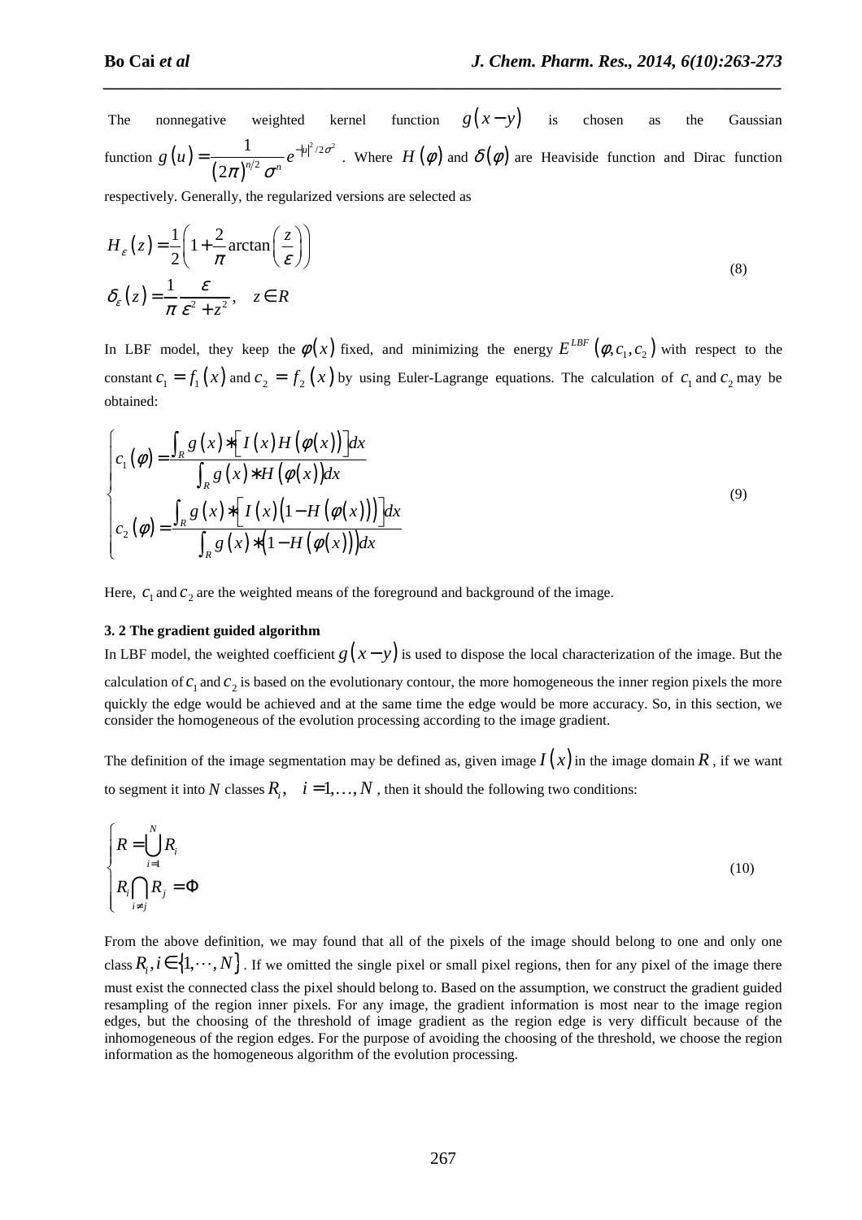The nonnegative weighted kernel function $g(x-y)$ is chosen as the Gaussian function $g(u)=\frac{1}{(2\pi)^{n/2}\sigma^n}e^{-|u|^2/2\sigma^2}$ . Where $H(\phi)$ and $\delta(\phi)$ are Heaviside function and Dirac function respectively. Generally, the regularized versions are selected as

$$
\begin{aligned}
H_\varepsilon(z) &= \frac{1}{2}\left(1+\frac{2}{\pi}\arctan\left(\frac{z}{\varepsilon}\right)\right) \\
\delta_\varepsilon(z) &= \frac{1}{\pi}\frac{\varepsilon}{\varepsilon^2+z^2}, \quad z\in R
\end{aligned}
\tag{8}
$$

In LBF model, they keep the $\phi(x)$ fixed, and minimizing the energy $E^{LBF}(\phi,c_1,c_2)$ with respect to the constant $c_1=f_1(x)$ and $c_2=f_2(x)$ by using Euler-Lagrange equations. The calculation of $c_1$ and $c_2$ may be obtained:

$$
\begin{cases}
c_1(\phi)=\dfrac{\int_R g(x)*\left[I(x)H(\phi(x))\right]dx}{\int_R g(x)*H(\phi(x))dx} \\[2ex]
c_2(\phi)=\dfrac{\int_R g(x)*\left[I(x)\left(1-H(\phi(x))\right)\right]dx}{\int_R g(x)*\left(1-H(\phi(x))\right)dx}
\end{cases}
\tag{9}
$$

Here, $c_1$ and $c_2$ are the weighted means of the foreground and background of the image.

### 3. 2 The gradient guided algorithm

In LBF model, the weighted coefficient $g(x-y)$ is used to dispose the local characterization of the image. But the calculation of $c_1$ and $c_2$ is based on the evolutionary contour, the more homogeneous the inner region pixels the more quickly the edge would be achieved and at the same time the edge would be more accuracy. So, in this section, we consider the homogeneous of the evolution processing according to the image gradient.

The definition of the image segmentation may be defined as, given image $I(x)$ in the image domain $R$ , if we want to segment it into $N$ classes $R_i,\quad i=1,\ldots,N$ , then it should the following two conditions:

$$
\begin{cases}
R=\bigcup_{i=1}^{N} R_i \\
R_i \bigcap_{i\neq j} R_j = \Phi
\end{cases}
\tag{10}
$$

From the above definition, we may found that all of the pixels of the image should belong to one and only one class $R_i, i\in\{1,\cdots,N\}$ . If we omitted the single pixel or small pixel regions, then for any pixel of the image there must exist the connected class the pixel should belong to. Based on the assumption, we construct the gradient guided resampling of the region inner pixels. For any image, the gradient information is most near to the image region edges, but the choosing of the threshold of image gradient as the region edge is very difficult because of the inhomogeneous of the region edges. For the purpose of avoiding the choosing of the threshold, we choose the region information as the homogeneous algorithm of the evolution processing.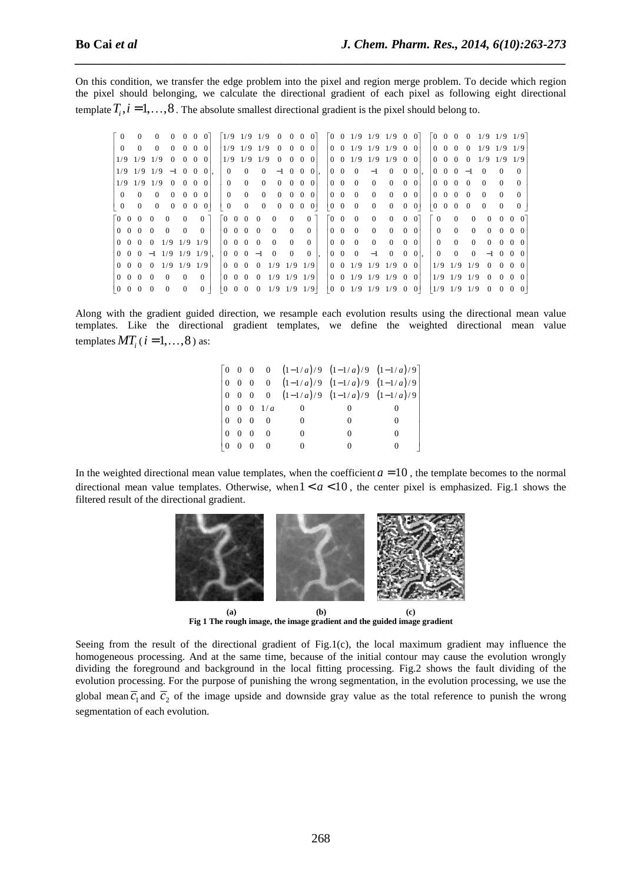On this condition, we transfer the edge problem into the pixel and region merge problem. To decide which region the pixel should belonging, we calculate the directional gradient of each pixel as following eight directional template $T_i, i = 1, \ldots, 8$. The absolute smallest directional gradient is the pixel should belong to.

$$
\begin{bmatrix} 0 & 0 & 0 & 0 & 0 & 0 & 0 \\ 0 & 0 & 0 & 0 & 0 & 0 & 0 \\ 1/9 & 1/9 & 1/9 & 0 & 0 & 0 & 0 \\ 1/9 & 1/9 & 1/9 & -1 & 0 & 0 & 0 \\ 1/9 & 1/9 & 1/9 & 0 & 0 & 0 & 0 \\ 0 & 0 & 0 & 0 & 0 & 0 & 0 \\ 0 & 0 & 0 & 0 & 0 & 0 & 0 \end{bmatrix},
\begin{bmatrix} 1/9 & 1/9 & 1/9 & 0 & 0 & 0 & 0 \\ 1/9 & 1/9 & 1/9 & 0 & 0 & 0 & 0 \\ 1/9 & 1/9 & 1/9 & 0 & 0 & 0 & 0 \\ 0 & 0 & 0 & -1 & 0 & 0 & 0 \\ 0 & 0 & 0 & 0 & 0 & 0 & 0 \\ 0 & 0 & 0 & 0 & 0 & 0 & 0 \\ 0 & 0 & 0 & 0 & 0 & 0 & 0 \end{bmatrix},
\begin{bmatrix} 0 & 0 & 1/9 & 1/9 & 1/9 & 0 & 0 \\ 0 & 0 & 1/9 & 1/9 & 1/9 & 0 & 0 \\ 0 & 0 & 1/9 & 1/9 & 1/9 & 0 & 0 \\ 0 & 0 & 0 & -1 & 0 & 0 & 0 \\ 0 & 0 & 0 & 0 & 0 & 0 & 0 \\ 0 & 0 & 0 & 0 & 0 & 0 & 0 \\ 0 & 0 & 0 & 0 & 0 & 0 & 0 \end{bmatrix},
\begin{bmatrix} 0 & 0 & 0 & 0 & 1/9 & 1/9 & 1/9 \\ 0 & 0 & 0 & 0 & 1/9 & 1/9 & 1/9 \\ 0 & 0 & 0 & 0 & 1/9 & 1/9 & 1/9 \\ 0 & 0 & 0 & -1 & 0 & 0 & 0 \\ 0 & 0 & 0 & 0 & 0 & 0 & 0 \\ 0 & 0 & 0 & 0 & 0 & 0 & 0 \\ 0 & 0 & 0 & 0 & 0 & 0 & 0 \end{bmatrix}
$$

$$
\begin{bmatrix} 0 & 0 & 0 & 0 & 0 & 0 & 0 \\ 0 & 0 & 0 & 0 & 0 & 0 & 0 \\ 0 & 0 & 0 & 0 & 1/9 & 1/9 & 1/9 \\ 0 & 0 & 0 & -1 & 1/9 & 1/9 & 1/9 \\ 0 & 0 & 0 & 0 & 1/9 & 1/9 & 1/9 \\ 0 & 0 & 0 & 0 & 0 & 0 & 0 \\ 0 & 0 & 0 & 0 & 0 & 0 & 0 \end{bmatrix},
\begin{bmatrix} 0 & 0 & 0 & 0 & 0 & 0 & 0 \\ 0 & 0 & 0 & 0 & 0 & 0 & 0 \\ 0 & 0 & 0 & 0 & 0 & 0 & 0 \\ 0 & 0 & 0 & -1 & 0 & 0 & 0 \\ 0 & 0 & 0 & 0 & 1/9 & 1/9 & 1/9 \\ 0 & 0 & 0 & 0 & 1/9 & 1/9 & 1/9 \\ 0 & 0 & 0 & 0 & 1/9 & 1/9 & 1/9 \end{bmatrix},
\begin{bmatrix} 0 & 0 & 0 & 0 & 0 & 0 & 0 \\ 0 & 0 & 0 & 0 & 0 & 0 & 0 \\ 0 & 0 & 0 & 0 & 0 & 0 & 0 \\ 0 & 0 & 0 & -1 & 0 & 0 & 0 \\ 0 & 0 & 1/9 & 1/9 & 1/9 & 0 & 0 \\ 0 & 0 & 1/9 & 1/9 & 1/9 & 0 & 0 \\ 0 & 0 & 1/9 & 1/9 & 1/9 & 0 & 0 \end{bmatrix},
\begin{bmatrix} 0 & 0 & 0 & 0 & 0 & 0 & 0 \\ 0 & 0 & 0 & 0 & 0 & 0 & 0 \\ 0 & 0 & 0 & 0 & 0 & 0 & 0 \\ 0 & 0 & 0 & -1 & 0 & 0 & 0 \\ 1/9 & 1/9 & 1/9 & 0 & 0 & 0 & 0 \\ 1/9 & 1/9 & 1/9 & 0 & 0 & 0 & 0 \\ 1/9 & 1/9 & 1/9 & 0 & 0 & 0 & 0 \end{bmatrix}
$$

Along with the gradient guided direction, we resample each evolution results using the directional mean value templates. Like the directional gradient templates, we define the weighted directional mean value templates $MT_i$ ( $i = 1, \ldots, 8$ ) as:

$$
\begin{bmatrix} 0 & 0 & 0 & 0 & (1-1/a)/9 & (1-1/a)/9 & (1-1/a)/9 \\ 0 & 0 & 0 & 0 & (1-1/a)/9 & (1-1/a)/9 & (1-1/a)/9 \\ 0 & 0 & 0 & 0 & (1-1/a)/9 & (1-1/a)/9 & (1-1/a)/9 \\ 0 & 0 & 0 & 1/a & 0 & 0 & 0 \\ 0 & 0 & 0 & 0 & 0 & 0 & 0 \\ 0 & 0 & 0 & 0 & 0 & 0 & 0 \\ 0 & 0 & 0 & 0 & 0 & 0 & 0 \end{bmatrix}
$$

In the weighted directional mean value templates, when the coefficient $a = 10$, the template becomes to the normal directional mean value templates. Otherwise, when $1 < a < 10$, the center pixel is emphasized. Fig.1 shows the filtered result of the directional gradient.

(a) (b) (c)

**Fig 1 The rough image, the image gradient and the guided image gradient**

Seeing from the result of the directional gradient of Fig.1(c), the local maximum gradient may influence the homogeneous processing. And at the same time, because of the initial contour may cause the evolution wrongly dividing the foreground and background in the local fitting processing. Fig.2 shows the fault dividing of the evolution processing. For the purpose of punishing the wrong segmentation, in the evolution processing, we use the global mean $\bar{c}_1$ and $\bar{c}_2$ of the image upside and downside gray value as the total reference to punish the wrong segmentation of each evolution.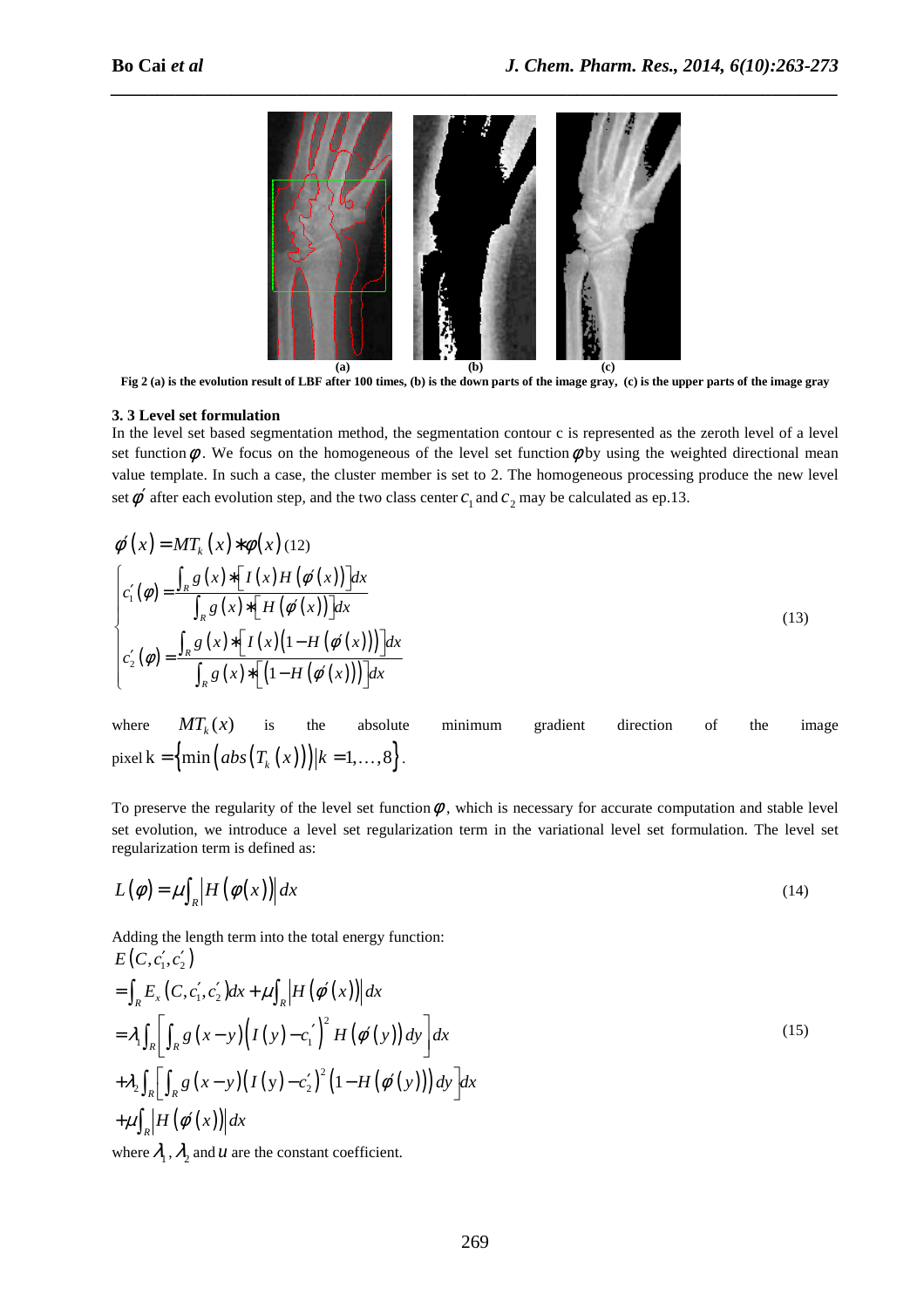(a) (b) (c)

**Fig 2 (a) is the evolution result of LBF after 100 times, (b) is the down parts of the image gray, (c) is the upper parts of the image gray**

### 3. 3 Level set formulation

In the level set based segmentation method, the segmentation contour c is represented as the zeroth level of a level set function $\phi$. We focus on the homogeneous of the level set function $\phi$ by using the weighted directional mean value template. In such a case, the cluster member is set to 2. The homogeneous processing produce the new level set $\phi'$ after each evolution step, and the two class center $c_1$ and $c_2$ may be calculated as ep.13.

$$\phi'(x) = MT_k(x) * \phi(x) \quad (12)$$

$$\begin{cases} c_1'(\phi) = \dfrac{\int_R g(x) * \left[ I(x) H(\phi'(x)) \right] dx}{\int_R g(x) * \left[ H(\phi'(x)) \right] dx} \\ c_2'(\phi) = \dfrac{\int_R g(x) * \left[ I(x)\left(1 - H(\phi'(x))\right) \right] dx}{\int_R g(x) * \left[ \left(1 - H(\phi'(x))\right) \right] dx} \end{cases} \tag{13}$$

where $MT_k(x)$ is the absolute minimum gradient direction of the image pixel $k = \left\{ \min\left( abs\left( T_k(x) \right) \right) \middle| k = 1, \ldots, 8 \right\}$.

To preserve the regularity of the level set function $\phi$, which is necessary for accurate computation and stable level set evolution, we introduce a level set regularization term in the variational level set formulation. The level set regularization term is defined as:

$$L(\phi) = \mu \int_R \left| H(\phi(x)) \right| dx \tag{14}$$

Adding the length term into the total energy function:

$$\begin{aligned} & E(C, c_1', c_2') \\ &= \int_R E_x(C, c_1', c_2') dx + \mu \int_R \left| H(\phi'(x)) \right| dx \\ &= \lambda_1 \int_R \left[ \int_R g(x-y) \left( I(y) - c_1' \right)^2 H(\phi'(y)) dy \right] dx \\ &+ \lambda_2 \int_R \left[ \int_R g(x-y) \left( I(y) - c_2' \right)^2 \left(1 - H(\phi'(y))\right) dy \right] dx \\ &+ \mu \int_R \left| H(\phi'(x)) \right| dx \end{aligned} \tag{15}$$

where $\lambda_1$, $\lambda_2$ and $u$ are the constant coefficient.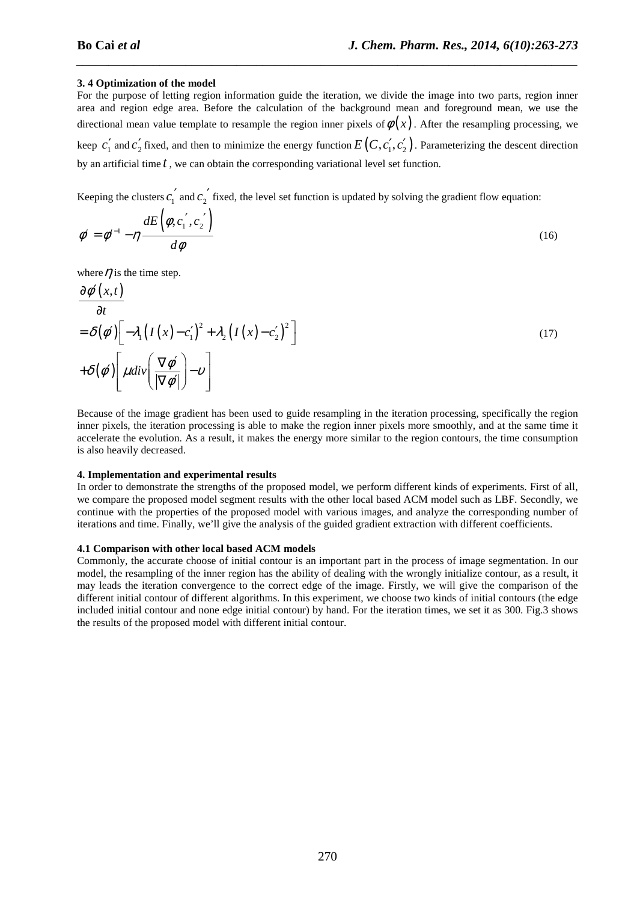### 3. 4 Optimization of the model

For the purpose of letting region information guide the iteration, we divide the image into two parts, region inner area and region edge area. Before the calculation of the background mean and foreground mean, we use the directional mean value template to resample the region inner pixels of $\phi(x)$. After the resampling processing, we keep $c_1^{'}$ and $c_2^{'}$ fixed, and then to minimize the energy function $E\left(C, c_1^{'}, c_2^{'}\right)$. Parameterizing the descent direction by an artificial time $t$, we can obtain the corresponding variational level set function.

Keeping the clusters $c_1^{'}$ and $c_2^{'}$ fixed, the level set function is updated by solving the gradient flow equation:

$$\phi^{i} = \phi^{i-1} - \eta \frac{dE\left(\phi, c_1^{'}, c_2^{'}\right)}{d\phi} \tag{16}$$

where $\eta$ is the time step.

$$\begin{aligned} &\frac{\partial \phi^{i}(x,t)}{\partial t} \\ &= \delta(\phi^{i})\left[-\lambda_1\left(I(x)-c_1^{'}\right)^2 + \lambda_2\left(I(x)-c_2^{'}\right)^2\right] \\ &+ \delta(\phi^{i})\left[\mu div\left(\frac{\nabla \phi^{i}}{|\nabla \phi^{i}|}\right) - \upsilon\right] \end{aligned} \tag{17}$$

Because of the image gradient has been used to guide resampling in the iteration processing, specifically the region inner pixels, the iteration processing is able to make the region inner pixels more smoothly, and at the same time it accelerate the evolution. As a result, it makes the energy more similar to the region contours, the time consumption is also heavily decreased.

## 4. Implementation and experimental results

In order to demonstrate the strengths of the proposed model, we perform different kinds of experiments. First of all, we compare the proposed model segment results with the other local based ACM model such as LBF. Secondly, we continue with the properties of the proposed model with various images, and analyze the corresponding number of iterations and time. Finally, we'll give the analysis of the guided gradient extraction with different coefficients.

### 4.1 Comparison with other local based ACM models

Commonly, the accurate choose of initial contour is an important part in the process of image segmentation. In our model, the resampling of the inner region has the ability of dealing with the wrongly initialize contour, as a result, it may leads the iteration convergence to the correct edge of the image. Firstly, we will give the comparison of the different initial contour of different algorithms. In this experiment, we choose two kinds of initial contours (the edge included initial contour and none edge initial contour) by hand. For the iteration times, we set it as 300. Fig.3 shows the results of the proposed model with different initial contour.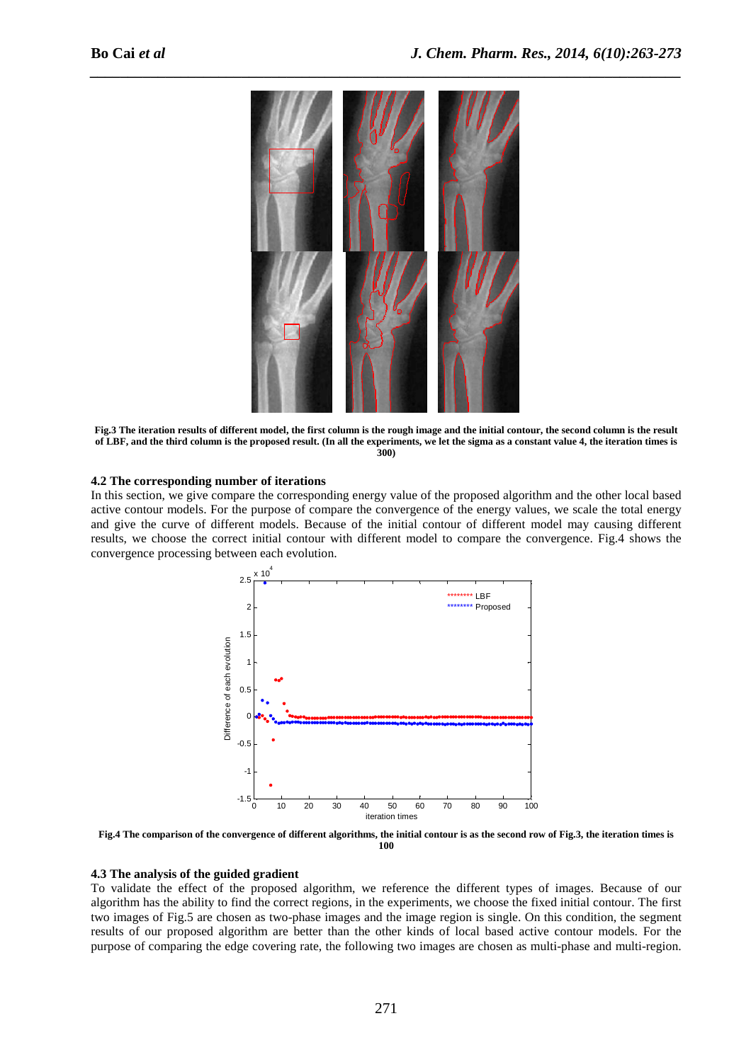**Fig.3 The iteration results of different model, the first column is the rough image and the initial contour, the second column is the result of LBF, and the third column is the proposed result. (In all the experiments, we let the sigma as a constant value 4, the iteration times is 300)**

### 4.2 The corresponding number of iterations

In this section, we give compare the corresponding energy value of the proposed algorithm and the other local based active contour models. For the purpose of compare the convergence of the energy values, we scale the total energy and give the curve of different models. Because of the initial contour of different model may causing different results, we choose the correct initial contour with different model to compare the convergence. Fig.4 shows the convergence processing between each evolution.

**Fig.4 The comparison of the convergence of different algorithms, the initial contour is as the second row of Fig.3, the iteration times is 100**

### 4.3 The analysis of the guided gradient

To validate the effect of the proposed algorithm, we reference the different types of images. Because of our algorithm has the ability to find the correct regions, in the experiments, we choose the fixed initial contour. The first two images of Fig.5 are chosen as two-phase images and the image region is single. On this condition, the segment results of our proposed algorithm are better than the other kinds of local based active contour models. For the purpose of comparing the edge covering rate, the following two images are chosen as multi-phase and multi-region.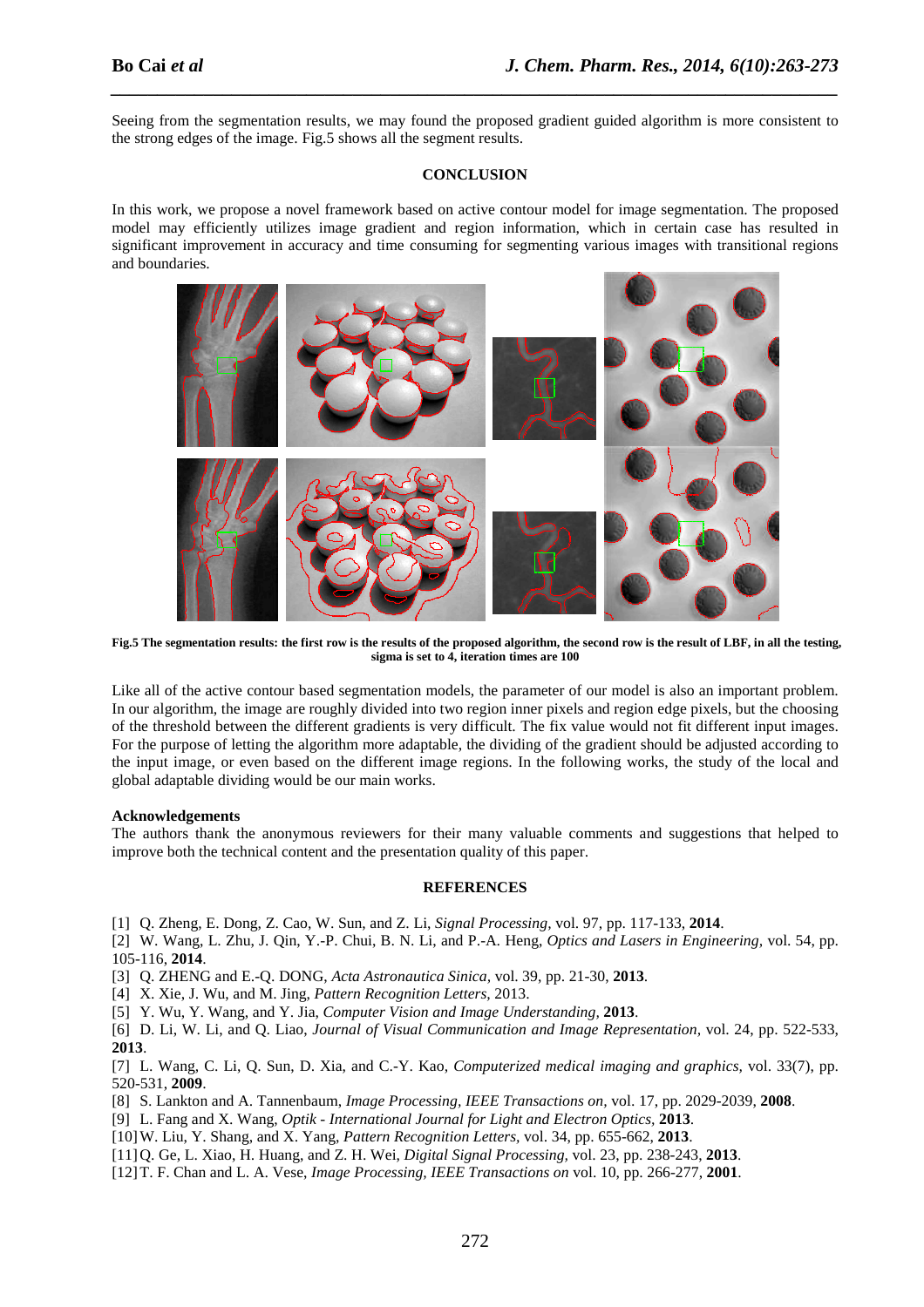Seeing from the segmentation results, we may found the proposed gradient guided algorithm is more consistent to the strong edges of the image. Fig.5 shows all the segment results.

## CONCLUSION

In this work, we propose a novel framework based on active contour model for image segmentation. The proposed model may efficiently utilizes image gradient and region information, which in certain case has resulted in significant improvement in accuracy and time consuming for segmenting various images with transitional regions and boundaries.

**Fig.5 The segmentation results: the first row is the results of the proposed algorithm, the second row is the result of LBF, in all the testing, sigma is set to 4, iteration times are 100**

Like all of the active contour based segmentation models, the parameter of our model is also an important problem. In our algorithm, the image are roughly divided into two region inner pixels and region edge pixels, but the choosing of the threshold between the different gradients is very difficult. The fix value would not fit different input images. For the purpose of letting the algorithm more adaptable, the dividing of the gradient should be adjusted according to the input image, or even based on the different image regions. In the following works, the study of the local and global adaptable dividing would be our main works.

### Acknowledgements

The authors thank the anonymous reviewers for their many valuable comments and suggestions that helped to improve both the technical content and the presentation quality of this paper.

## REFERENCES

[1] Q. Zheng, E. Dong, Z. Cao, W. Sun, and Z. Li, *Signal Processing*, vol. 97, pp. 117-133, **2014**.

[2] W. Wang, L. Zhu, J. Qin, Y.-P. Chui, B. N. Li, and P.-A. Heng, *Optics and Lasers in Engineering*, vol. 54, pp. 105-116, **2014**.

[3] Q. ZHENG and E.-Q. DONG, *Acta Astronautica Sinica*, vol. 39, pp. 21-30, **2013**.

[4] X. Xie, J. Wu, and M. Jing, *Pattern Recognition Letters*, 2013.

[5] Y. Wu, Y. Wang, and Y. Jia, *Computer Vision and Image Understanding*, **2013**.

[6] D. Li, W. Li, and Q. Liao, *Journal of Visual Communication and Image Representation*, vol. 24, pp. 522-533, **2013**.

[7] L. Wang, C. Li, Q. Sun, D. Xia, and C.-Y. Kao, *Computerized medical imaging and graphics*, vol. 33(7), pp. 520-531, **2009**.

[8] S. Lankton and A. Tannenbaum, *Image Processing, IEEE Transactions on*, vol. 17, pp. 2029-2039, **2008**.

[9] L. Fang and X. Wang, *Optik - International Journal for Light and Electron Optics*, **2013**.

[10] W. Liu, Y. Shang, and X. Yang, *Pattern Recognition Letters*, vol. 34, pp. 655-662, **2013**.

[11] Q. Ge, L. Xiao, H. Huang, and Z. H. Wei, *Digital Signal Processing*, vol. 23, pp. 238-243, **2013**.

[12] T. F. Chan and L. A. Vese, *Image Processing, IEEE Transactions on* vol. 10, pp. 266-277, **2001**.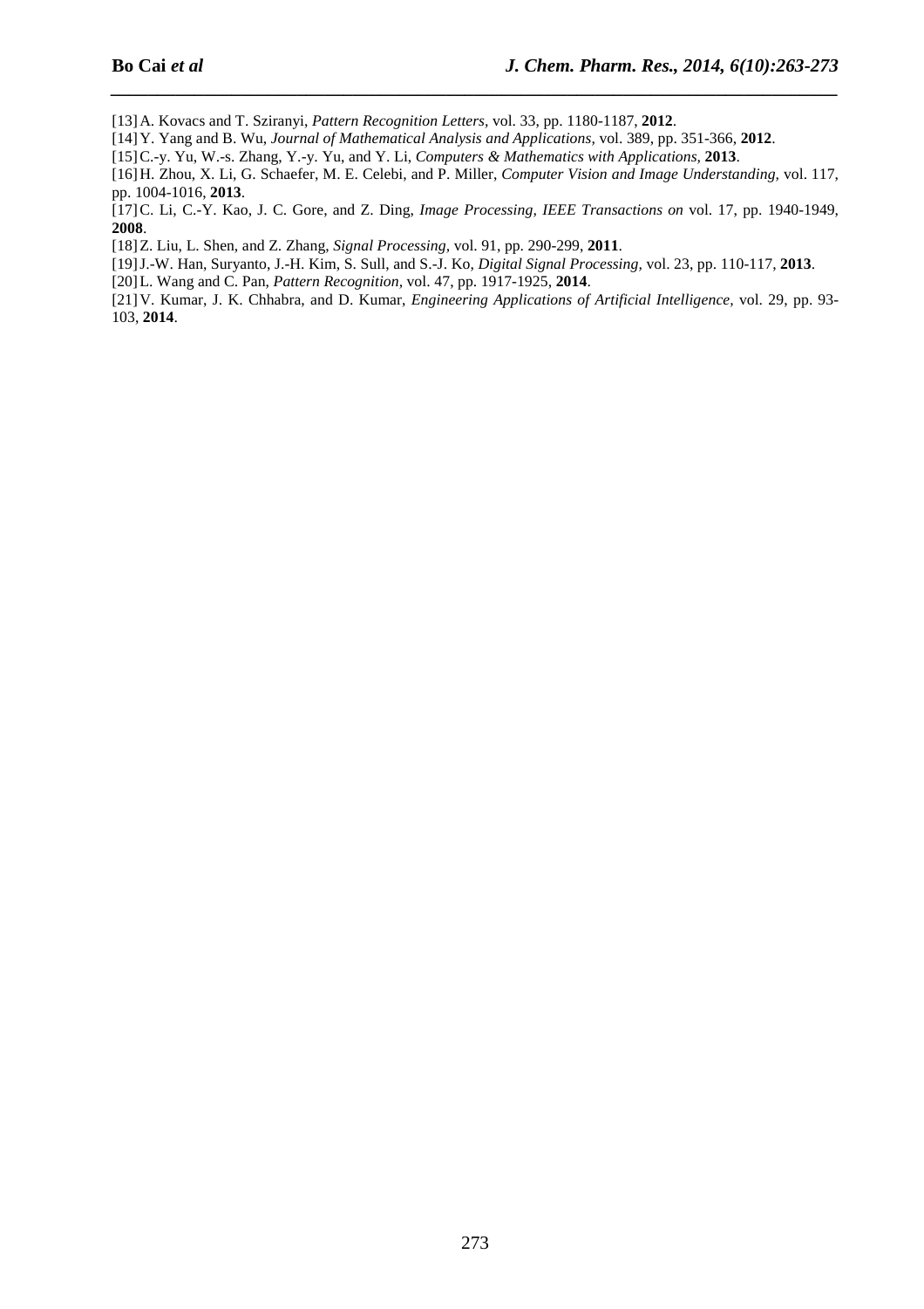[13] A. Kovacs and T. Sziranyi, *Pattern Recognition Letters,* vol. 33, pp. 1180-1187, **2012**.

[14] Y. Yang and B. Wu, *Journal of Mathematical Analysis and Applications,* vol. 389, pp. 351-366, **2012**.

[15] C.-y. Yu, W.-s. Zhang, Y.-y. Yu, and Y. Li, *Computers & Mathematics with Applications,* **2013**.

[16] H. Zhou, X. Li, G. Schaefer, M. E. Celebi, and P. Miller, *Computer Vision and Image Understanding,* vol. 117, pp. 1004-1016, **2013**.

[17] C. Li, C.-Y. Kao, J. C. Gore, and Z. Ding, *Image Processing, IEEE Transactions on* vol. 17, pp. 1940-1949, **2008**.

[18] Z. Liu, L. Shen, and Z. Zhang, *Signal Processing,* vol. 91, pp. 290-299, **2011**.

[19] J.-W. Han, Suryanto, J.-H. Kim, S. Sull, and S.-J. Ko, *Digital Signal Processing,* vol. 23, pp. 110-117, **2013**.

[20] L. Wang and C. Pan, *Pattern Recognition,* vol. 47, pp. 1917-1925, **2014**.

[21] V. Kumar, J. K. Chhabra, and D. Kumar, *Engineering Applications of Artificial Intelligence,* vol. 29, pp. 93-103, **2014**.